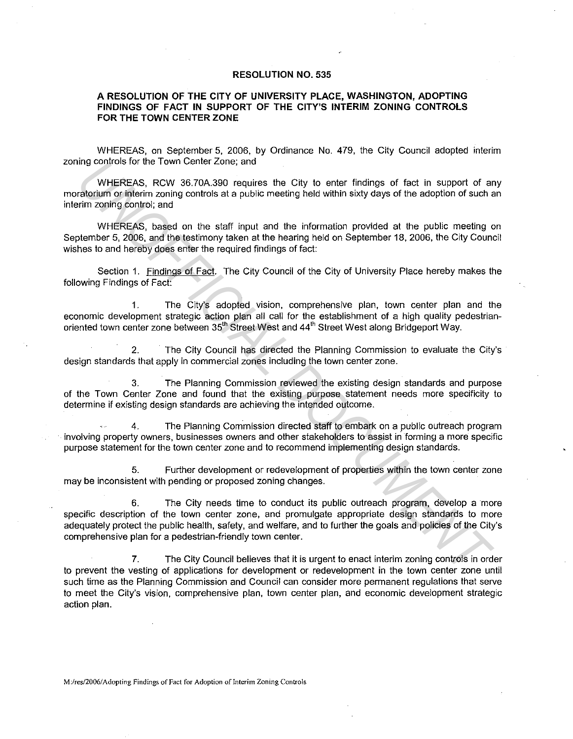# RESOLUTION NO. 535

## A RESOLUTION OF THE CITY OF UNIVERSITY PLACE, WASHINGTON, ADOPTING FINDINGS OF FACT IN SUPPORT OF THE CITY'S INTERIM ZONING CONTROLS FOR THE TOWN CENTER ZONE

WHEREAS, on September 5, 2006, by Ordinance No. 479, the City Council adopted interim zoning controls for the Town Center Zone; and

WHEREAS, RCW 36.70A.390 requires the City to enter findings of fact in support of any moratorium or interim zoning controls at a public meeting held within sixty days of the adoption of such an interim zoning control; and

WHEREAS, based on the staff input and the information provided at the public meeting on September 5, 2006, and the testimony taken at the hearing held on September 18, 2006, the City Council wishes to and hereby does enter the required findings of fact:

Section 1. Findings of Fact. The City Council of the City of University Place hereby makes the following Findings of Fact:

1. The City's adopted vision, comprehensive plan, town center plan and the economic development strategic action plan all call for the establishment of a high quality pedestrian-oriented town center zone between 35th Street West and 44th Street West along Bridgeport Way.

2. The City Council has directed the Planning Commission to evaluate the City's design standards that apply in commercial zones including the town center zone.

3. The Planning Commission reviewed the existing design standards and purpose of the Town Center Zone and found that the existing purpose statement needs more specificity to determine if existing design standards are achieving the intended outcome.

4. The Planning Commission directed staff to embark on a public outreach program involving property owners, businesses owners and other stakeholders to assist in forming a more specific purpose statement for the town center zone and to recommend implementing design standards.

5. Further development or redevelopment of properties within the town center zone may be inconsistent with pending or proposed zoning changes.

6. The City needs time to conduct its public outreach program, develop a more specific description of the town center zone, and promulgate appropriate design standards to more adequately protect the public health, safety, and welfare, and to further the goals and policies of the City's comprehensive plan for a pedestrian-friendly town center.

7. The City Council believes that it is urgent to enact interim zoning controls in order to prevent the vesting of applications for development or redevelopment in the town center zone until such time as the Planning Commission and Council can consider more permanent regulations that serve to meet the City's vision, comprehensive plan, town center plan, and economic development strategic action plan.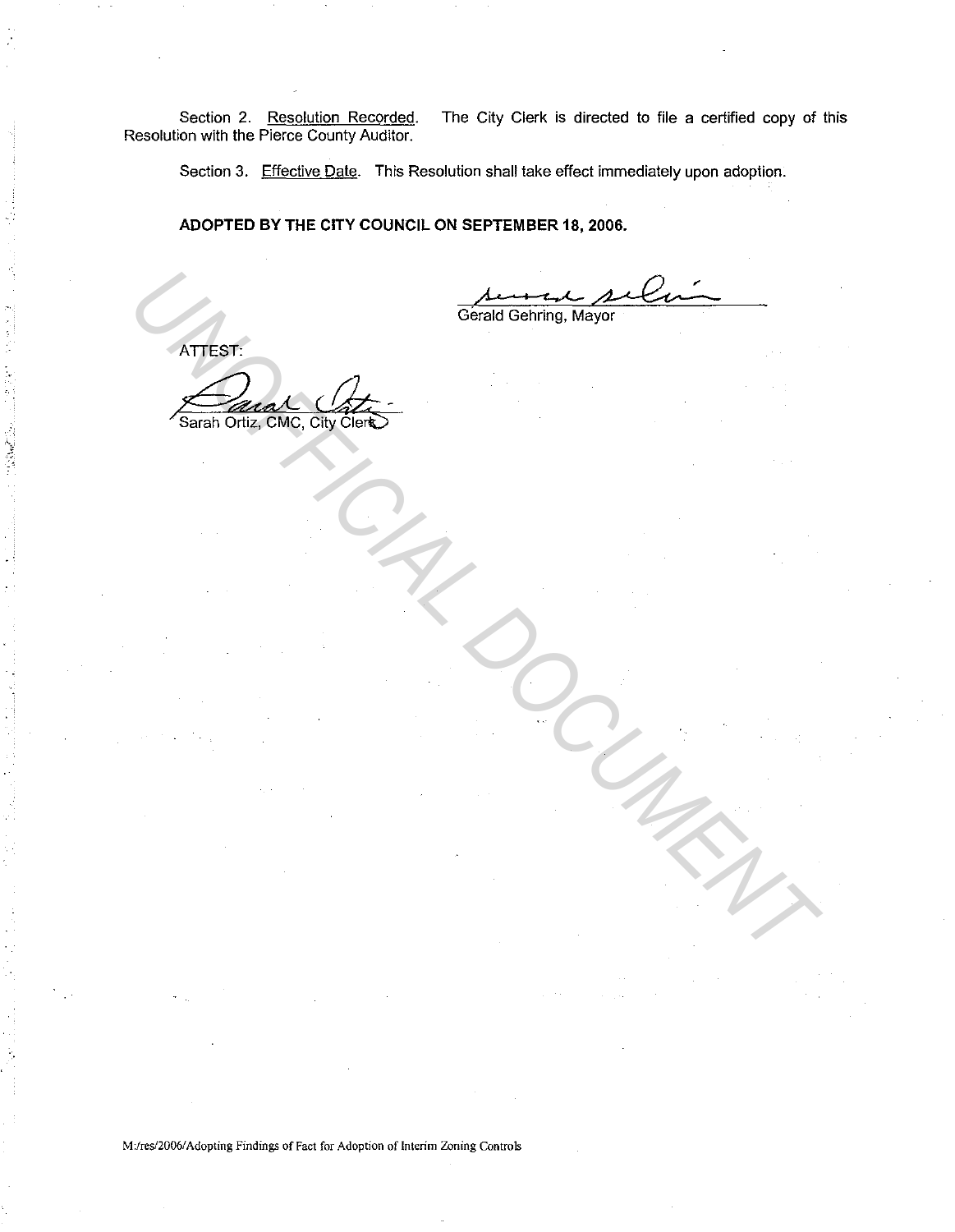Section 2. Resolution Recorded. The City Clerk is directed to file a certified copy of this Resolution with the Pierce County Auditor.

Section 3. Effective Date. This Resolution shall take effect immediately upon adoption.

**ADOPTED BY THE CITY COUNCIL ON SEPTEMBER 18, 2006.**

Gerald Gehring, Mayor

ATTEST:

Sarah Ortiz, CMC, City Clerk

UNOFFICIAL DOCUMENT

M:/res/2006/Adopting Findings of Fact for Adoption of Interim Zoning Controls